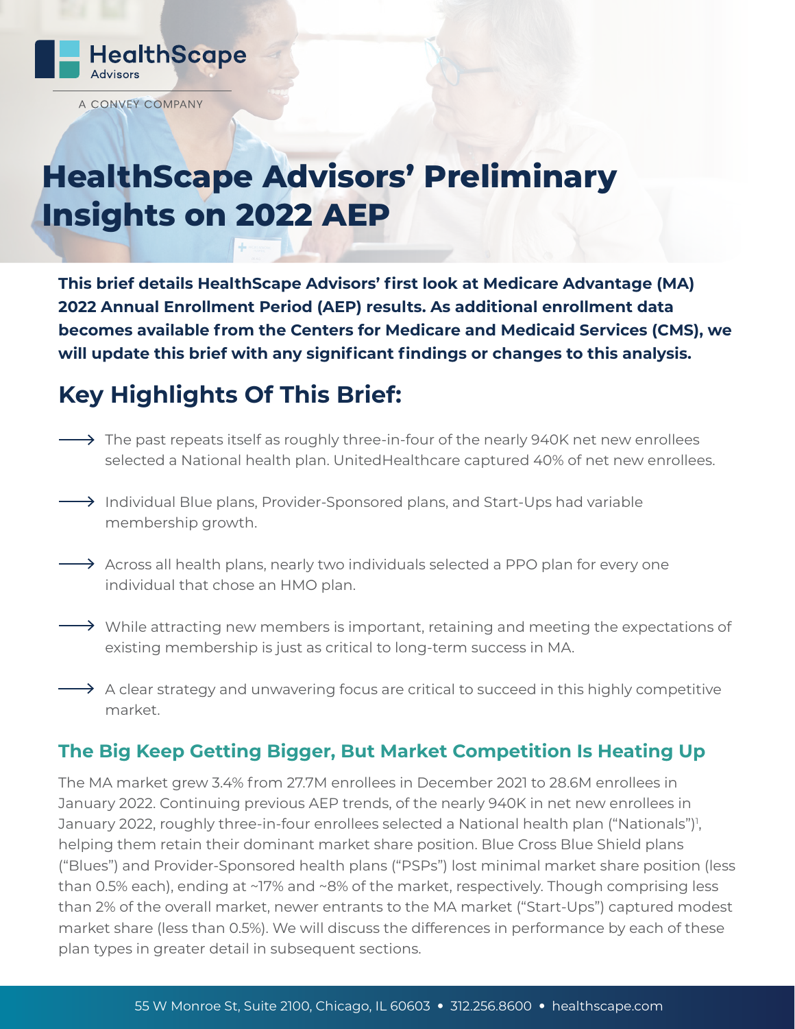HealthScape Advisors

A CONVEY COMPANY

# HealthScape Advisors' Preliminary Insights on 2022 AEP

**This brief details HealthScape Advisors' first look at Medicare Advantage (MA) 2022 Annual Enrollment Period (AEP) results. As additional enrollment data becomes available from the Centers for Medicare and Medicaid Services (CMS), we will update this brief with any significant findings or changes to this analysis.**

## Key Highlights Of This Brief:

- The past repeats itself as roughly three-in-four of the nearly 940K net new enrollees selected a National health plan. UnitedHealthcare captured 40% of net new enrollees.
- Individual Blue plans, Provider-Sponsored plans, and Start-Ups had variable membership growth.
- Across all health plans, nearly two individuals selected a PPO plan for every one individual that chose an HMO plan.
- While attracting new members is important, retaining and meeting the expectations of existing membership is just as critical to long-term success in MA.
- A clear strategy and unwavering focus are critical to succeed in this highly competitive market.

### The Big Keep Getting Bigger, But Market Competition Is Heating Up

The MA market grew 3.4% from 27.7M enrollees in December 2021 to 28.6M enrollees in January 2022. Continuing previous AEP trends, of the nearly 940K in net new enrollees in January 2022, roughly three-in-four enrollees selected a National health plan ("Nationals")[1], helping them retain their dominant market share position. Blue Cross Blue Shield plans ("Blues") and Provider-Sponsored health plans ("PSPs") lost minimal market share position (less than 0.5% each), ending at ~17% and ~8% of the market, respectively. Though comprising less than 2% of the overall market, newer entrants to the MA market ("Start-Ups") captured modest market share (less than 0.5%). We will discuss the differences in performance by each of these plan types in greater detail in subsequent sections.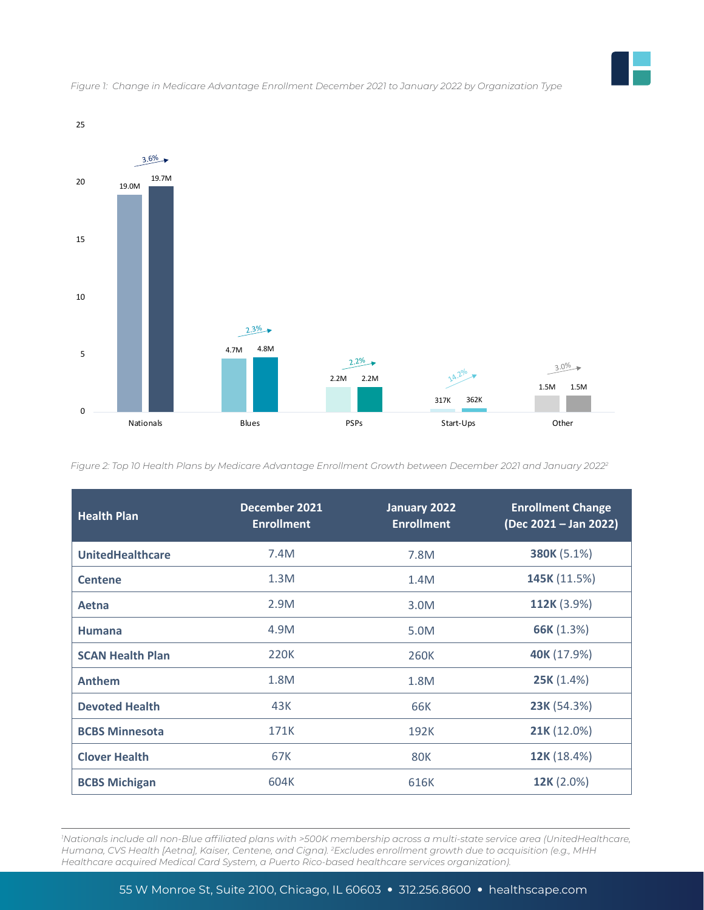*Figure 1: Change in Medicare Advantage Enrollment December 2021 to January 2022 by Organization Type*

| Organization Type | December 2021 | January 2022 | Change |
|---|---|---|---|
| Nationals | 19.0M | 19.7M | 3.6% |
| Blues | 4.7M | 4.8M | 2.3% |
| PSPs | 2.2M | 2.2M | 2.2% |
| Start-Ups | 317K | 362K | 14.2% |
| Other | 1.5M | 1.5M | 3.0% |

*Figure 2: Top 10 Health Plans by Medicare Advantage Enrollment Growth between December 2021 and January 2022*[2]

| Health Plan | December 2021 Enrollment | January 2022 Enrollment | Enrollment Change (Dec 2021 – Jan 2022) |
|---|---|---|---|
| **UnitedHealthcare** | 7.4M | 7.8M | **380K** (5.1%) |
| **Centene** | 1.3M | 1.4M | **145K** (11.5%) |
| **Aetna** | 2.9M | 3.0M | **112K** (3.9%) |
| **Humana** | 4.9M | 5.0M | **66K** (1.3%) |
| **SCAN Health Plan** | 220K | 260K | **40K** (17.9%) |
| **Anthem** | 1.8M | 1.8M | **25K** (1.4%) |
| **Devoted Health** | 43K | 66K | **23K** (54.3%) |
| **BCBS Minnesota** | 171K | 192K | **21K** (12.0%) |
| **Clover Health** | 67K | 80K | **12K** (18.4%) |
| **BCBS Michigan** | 604K | 616K | **12K** (2.0%) |

*[1]Nationals include all non-Blue affiliated plans with >500K membership across a multi-state service area (UnitedHealthcare, Humana, CVS Health [Aetna], Kaiser, Centene, and Cigna). [2]Excludes enrollment growth due to acquisition (e.g., MHH Healthcare acquired Medical Card System, a Puerto Rico-based healthcare services organization).*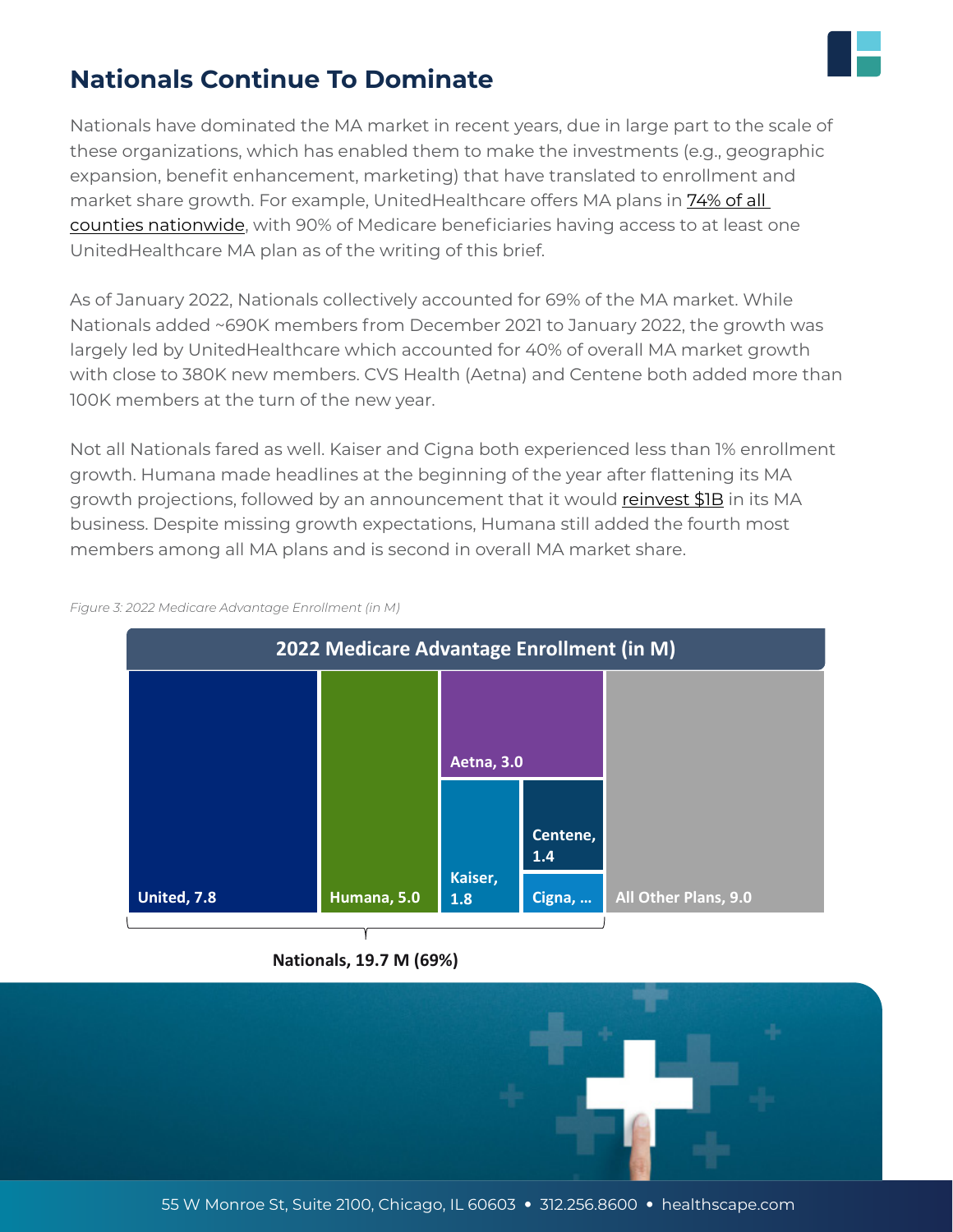## Nationals Continue To Dominate

Nationals have dominated the MA market in recent years, due in large part to the scale of these organizations, which has enabled them to make the investments (e.g., geographic expansion, benefit enhancement, marketing) that have translated to enrollment and market share growth. For example, UnitedHealthcare offers MA plans in 74% of all counties nationwide, with 90% of Medicare beneficiaries having access to at least one UnitedHealthcare MA plan as of the writing of this brief.

As of January 2022, Nationals collectively accounted for 69% of the MA market. While Nationals added ~690K members from December 2021 to January 2022, the growth was largely led by UnitedHealthcare which accounted for 40% of overall MA market growth with close to 380K new members. CVS Health (Aetna) and Centene both added more than 100K members at the turn of the new year.

Not all Nationals fared as well. Kaiser and Cigna both experienced less than 1% enrollment growth. Humana made headlines at the beginning of the year after flattening its MA growth projections, followed by an announcement that it would reinvest $1B in its MA business. Despite missing growth expectations, Humana still added the fourth most members among all MA plans and is second in overall MA market share.

*Figure 3: 2022 Medicare Advantage Enrollment (in M)*

**2022 Medicare Advantage Enrollment (in M)**

| Plan | Enrollment (M) |
|---|---|
| United | 7.8 |
| Humana | 5.0 |
| Aetna | 3.0 |
| Kaiser | 1.8 |
| Centene | 1.4 |
| Cigna | … |
| All Other Plans | 9.0 |

Nationals, 19.7 M (69%)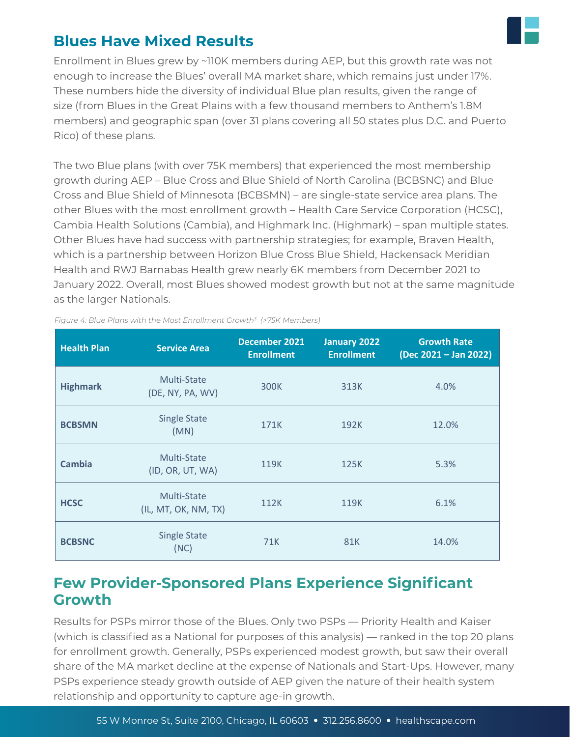## Blues Have Mixed Results

Enrollment in Blues grew by ~110K members during AEP, but this growth rate was not enough to increase the Blues' overall MA market share, which remains just under 17%. These numbers hide the diversity of individual Blue plan results, given the range of size (from Blues in the Great Plains with a few thousand members to Anthem's 1.8M members) and geographic span (over 31 plans covering all 50 states plus D.C. and Puerto Rico) of these plans.

The two Blue plans (with over 75K members) that experienced the most membership growth during AEP – Blue Cross and Blue Shield of North Carolina (BCBSNC) and Blue Cross and Blue Shield of Minnesota (BCBSMN) – are single-state service area plans. The other Blues with the most enrollment growth – Health Care Service Corporation (HCSC), Cambia Health Solutions (Cambia), and Highmark Inc. (Highmark) – span multiple states. Other Blues have had success with partnership strategies; for example, Braven Health, which is a partnership between Horizon Blue Cross Blue Shield, Hackensack Meridian Health and RWJ Barnabas Health grew nearly 6K members from December 2021 to January 2022. Overall, most Blues showed modest growth but not at the same magnitude as the larger Nationals.

*Figure 4: Blue Plans with the Most Enrollment Growth[3] (>75K Members)*

| Health Plan | Service Area | December 2021 Enrollment | January 2022 Enrollment | Growth Rate (Dec 2021 – Jan 2022) |
|---|---|---|---|---|
| **Highmark** | Multi-State (DE, NY, PA, WV) | 300K | 313K | 4.0% |
| **BCBSMN** | Single State (MN) | 171K | 192K | 12.0% |
| **Cambia** | Multi-State (ID, OR, UT, WA) | 119K | 125K | 5.3% |
| **HCSC** | Multi-State (IL, MT, OK, NM, TX) | 112K | 119K | 6.1% |
| **BCBSNC** | Single State (NC) | 71K | 81K | 14.0% |

## Few Provider-Sponsored Plans Experience Significant Growth

Results for PSPs mirror those of the Blues. Only two PSPs — Priority Health and Kaiser (which is classified as a National for purposes of this analysis) — ranked in the top 20 plans for enrollment growth. Generally, PSPs experienced modest growth, but saw their overall share of the MA market decline at the expense of Nationals and Start-Ups. However, many PSPs experience steady growth outside of AEP given the nature of their health system relationship and opportunity to capture age-in growth.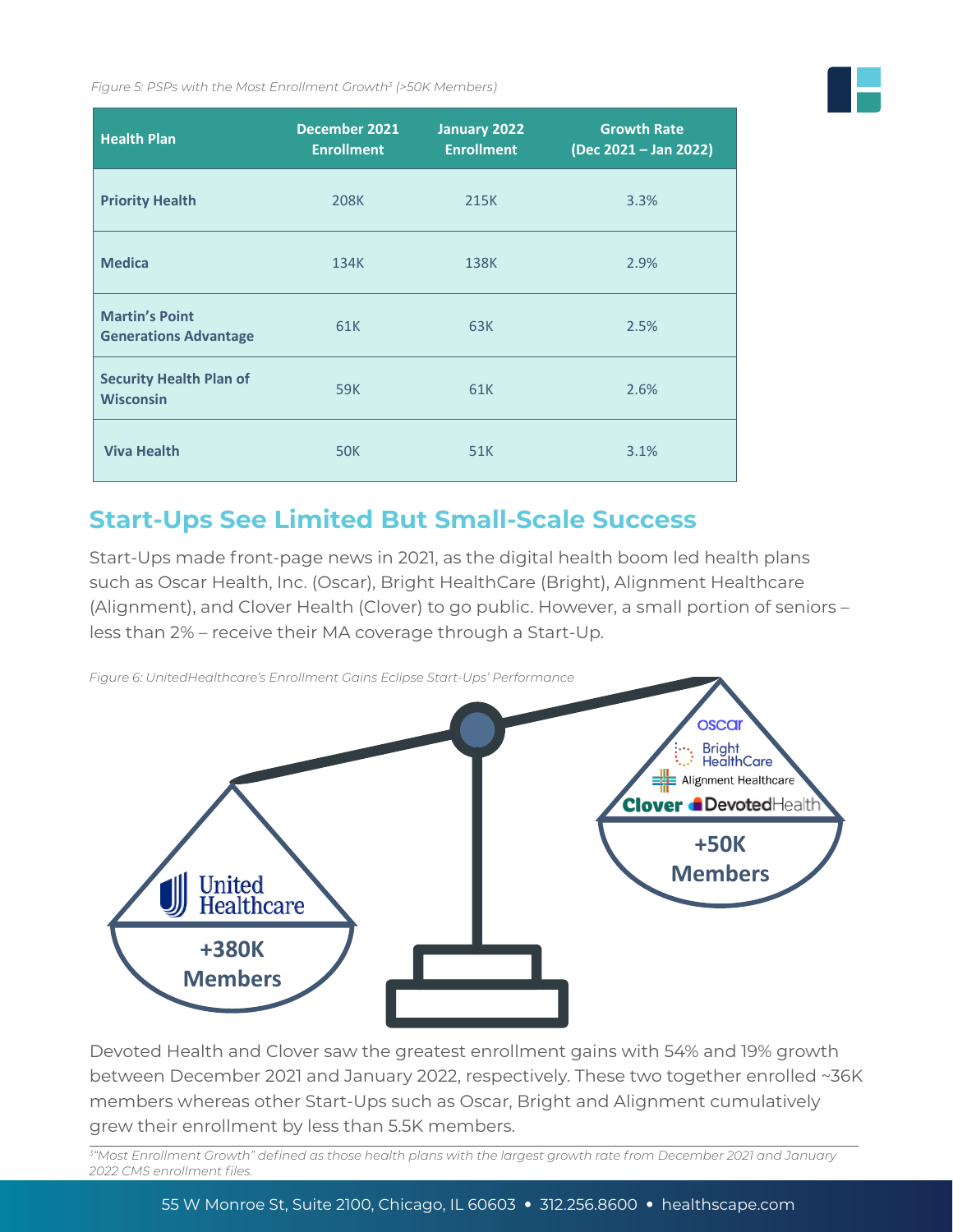*Figure 5: PSPs with the Most Enrollment Growth[3] (>50K Members)*

| Health Plan | December 2021 Enrollment | January 2022 Enrollment | Growth Rate (Dec 2021 – Jan 2022) |
|---|---|---|---|
| **Priority Health** | 208K | 215K | 3.3% |
| **Medica** | 134K | 138K | 2.9% |
| **Martin's Point Generations Advantage** | 61K | 63K | 2.5% |
| **Security Health Plan of Wisconsin** | 59K | 61K | 2.6% |
| **Viva Health** | 50K | 51K | 3.1% |

## Start-Ups See Limited But Small-Scale Success

Start-Ups made front-page news in 2021, as the digital health boom led health plans such as Oscar Health, Inc. (Oscar), Bright HealthCare (Bright), Alignment Healthcare (Alignment), and Clover Health (Clover) to go public. However, a small portion of seniors – less than 2% – receive their MA coverage through a Start-Up.

*Figure 6: UnitedHealthcare's Enrollment Gains Eclipse Start-Ups' Performance*

United Healthcare **+380K Members**

oscar, Bright HealthCare, Alignment Healthcare, Clover, DevotedHealth **+50K Members**

Devoted Health and Clover saw the greatest enrollment gains with 54% and 19% growth between December 2021 and January 2022, respectively. These two together enrolled ~36K members whereas other Start-Ups such as Oscar, Bright and Alignment cumulatively grew their enrollment by less than 5.5K members.

*[3]"Most Enrollment Growth" defined as those health plans with the largest growth rate from December 2021 and January 2022 CMS enrollment files.*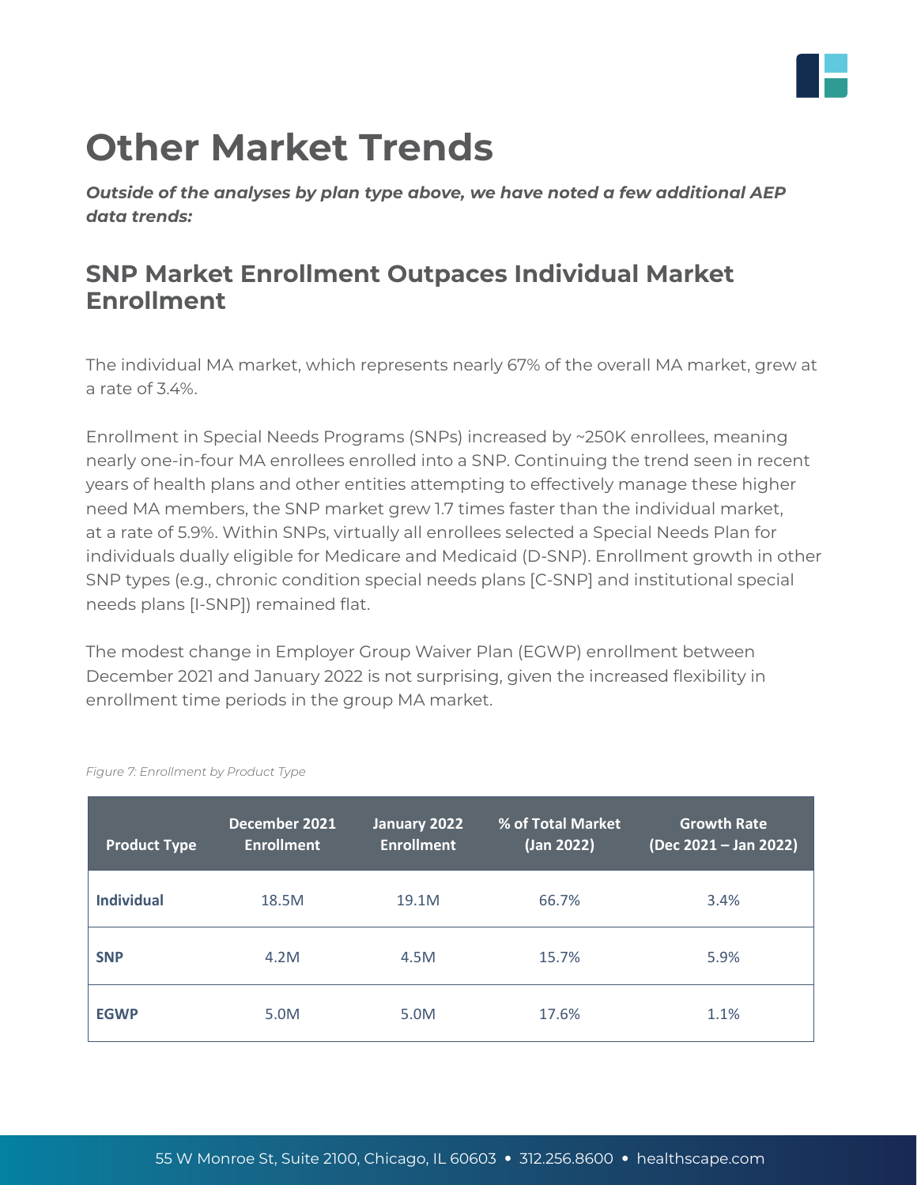# Other Market Trends

***Outside of the analyses by plan type above, we have noted a few additional AEP data trends:***

## SNP Market Enrollment Outpaces Individual Market Enrollment

The individual MA market, which represents nearly 67% of the overall MA market, grew at a rate of 3.4%.

Enrollment in Special Needs Programs (SNPs) increased by ~250K enrollees, meaning nearly one-in-four MA enrollees enrolled into a SNP. Continuing the trend seen in recent years of health plans and other entities attempting to effectively manage these higher need MA members, the SNP market grew 1.7 times faster than the individual market, at a rate of 5.9%. Within SNPs, virtually all enrollees selected a Special Needs Plan for individuals dually eligible for Medicare and Medicaid (D-SNP). Enrollment growth in other SNP types (e.g., chronic condition special needs plans [C-SNP] and institutional special needs plans [I-SNP]) remained flat.

The modest change in Employer Group Waiver Plan (EGWP) enrollment between December 2021 and January 2022 is not surprising, given the increased flexibility in enrollment time periods in the group MA market.

*Figure 7: Enrollment by Product Type*

| Product Type | December 2021 Enrollment | January 2022 Enrollment | % of Total Market (Jan 2022) | Growth Rate (Dec 2021 – Jan 2022) |
|---|---|---|---|---|
| **Individual** | 18.5M | 19.1M | 66.7% | 3.4% |
| **SNP** | 4.2M | 4.5M | 15.7% | 5.9% |
| **EGWP** | 5.0M | 5.0M | 17.6% | 1.1% |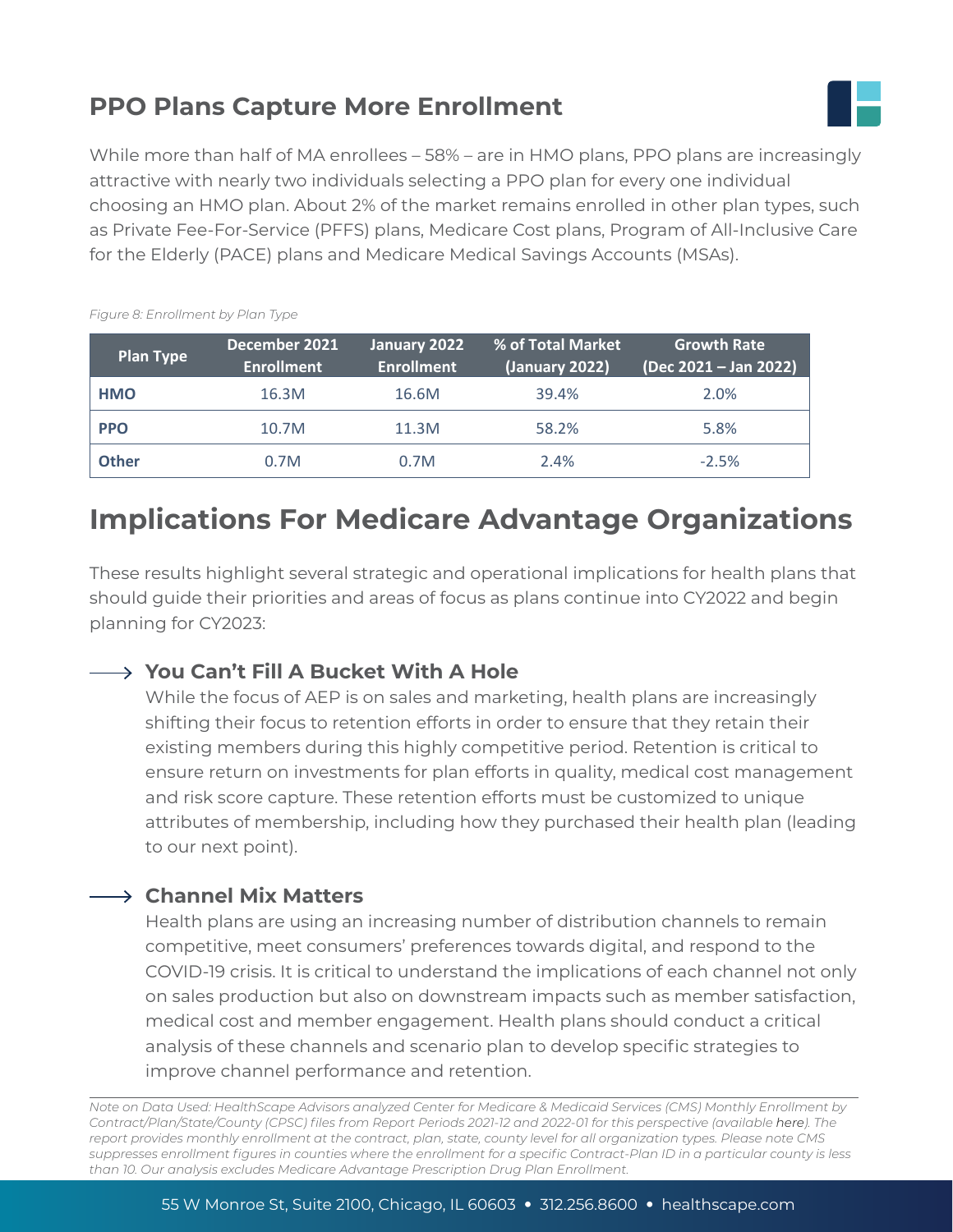## PPO Plans Capture More Enrollment

While more than half of MA enrollees – 58% – are in HMO plans, PPO plans are increasingly attractive with nearly two individuals selecting a PPO plan for every one individual choosing an HMO plan. About 2% of the market remains enrolled in other plan types, such as Private Fee-For-Service (PFFS) plans, Medicare Cost plans, Program of All-Inclusive Care for the Elderly (PACE) plans and Medicare Medical Savings Accounts (MSAs).

*Figure 8: Enrollment by Plan Type*

| Plan Type | December 2021 Enrollment | January 2022 Enrollment | % of Total Market (January 2022) | Growth Rate (Dec 2021 – Jan 2022) |
|---|---|---|---|---|
| **HMO** | 16.3M | 16.6M | 39.4% | 2.0% |
| **PPO** | 10.7M | 11.3M | 58.2% | 5.8% |
| **Other** | 0.7M | 0.7M | 2.4% | -2.5% |

# Implications For Medicare Advantage Organizations

These results highlight several strategic and operational implications for health plans that should guide their priorities and areas of focus as plans continue into CY2022 and begin planning for CY2023:

### → You Can't Fill A Bucket With A Hole

While the focus of AEP is on sales and marketing, health plans are increasingly shifting their focus to retention efforts in order to ensure that they retain their existing members during this highly competitive period. Retention is critical to ensure return on investments for plan efforts in quality, medical cost management and risk score capture. These retention efforts must be customized to unique attributes of membership, including how they purchased their health plan (leading to our next point).

### → Channel Mix Matters

Health plans are using an increasing number of distribution channels to remain competitive, meet consumers' preferences towards digital, and respond to the COVID-19 crisis. It is critical to understand the implications of each channel not only on sales production but also on downstream impacts such as member satisfaction, medical cost and member engagement. Health plans should conduct a critical analysis of these channels and scenario plan to develop specific strategies to improve channel performance and retention.

*Note on Data Used: HealthScape Advisors analyzed Center for Medicare & Medicaid Services (CMS) Monthly Enrollment by Contract/Plan/State/County (CPSC) files from Report Periods 2021-12 and 2022-01 for this perspective (available here). The report provides monthly enrollment at the contract, plan, state, county level for all organization types. Please note CMS suppresses enrollment figures in counties where the enrollment for a specific Contract-Plan ID in a particular county is less than 10. Our analysis excludes Medicare Advantage Prescription Drug Plan Enrollment.*

55 W Monroe St, Suite 2100, Chicago, IL 60603 • 312.256.8600 • healthscape.com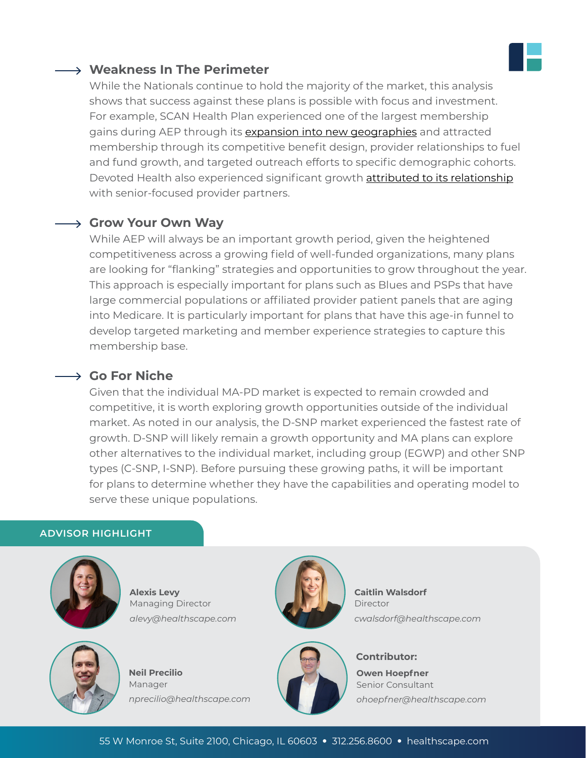### Weakness In The Perimeter

While the Nationals continue to hold the majority of the market, this analysis shows that success against these plans is possible with focus and investment. For example, SCAN Health Plan experienced one of the largest membership gains during AEP through its expansion into new geographies and attracted membership through its competitive benefit design, provider relationships to fuel and fund growth, and targeted outreach efforts to specific demographic cohorts. Devoted Health also experienced significant growth attributed to its relationship with senior-focused provider partners.

### Grow Your Own Way

While AEP will always be an important growth period, given the heightened competitiveness across a growing field of well-funded organizations, many plans are looking for "flanking" strategies and opportunities to grow throughout the year. This approach is especially important for plans such as Blues and PSPs that have large commercial populations or affiliated provider patient panels that are aging into Medicare. It is particularly important for plans that have this age-in funnel to develop targeted marketing and member experience strategies to capture this membership base.

### Go For Niche

Given that the individual MA-PD market is expected to remain crowded and competitive, it is worth exploring growth opportunities outside of the individual market. As noted in our analysis, the D-SNP market experienced the fastest rate of growth. D-SNP will likely remain a growth opportunity and MA plans can explore other alternatives to the individual market, including group (EGWP) and other SNP types (C-SNP, I-SNP). Before pursuing these growing paths, it will be important for plans to determine whether they have the capabilities and operating model to serve these unique populations.

## ADVISOR HIGHLIGHT

**Alexis Levy**
Managing Director
*alevy@healthscape.com*

**Caitlin Walsdorf**
Director
*cwalsdorf@healthscape.com*

**Neil Precilio**
Manager
*nprecilio@healthscape.com*

**Contributor:**
**Owen Hoepfner**
Senior Consultant
*ohoepfner@healthscape.com*

55 W Monroe St, Suite 2100, Chicago, IL 60603 • 312.256.8600 • healthscape.com